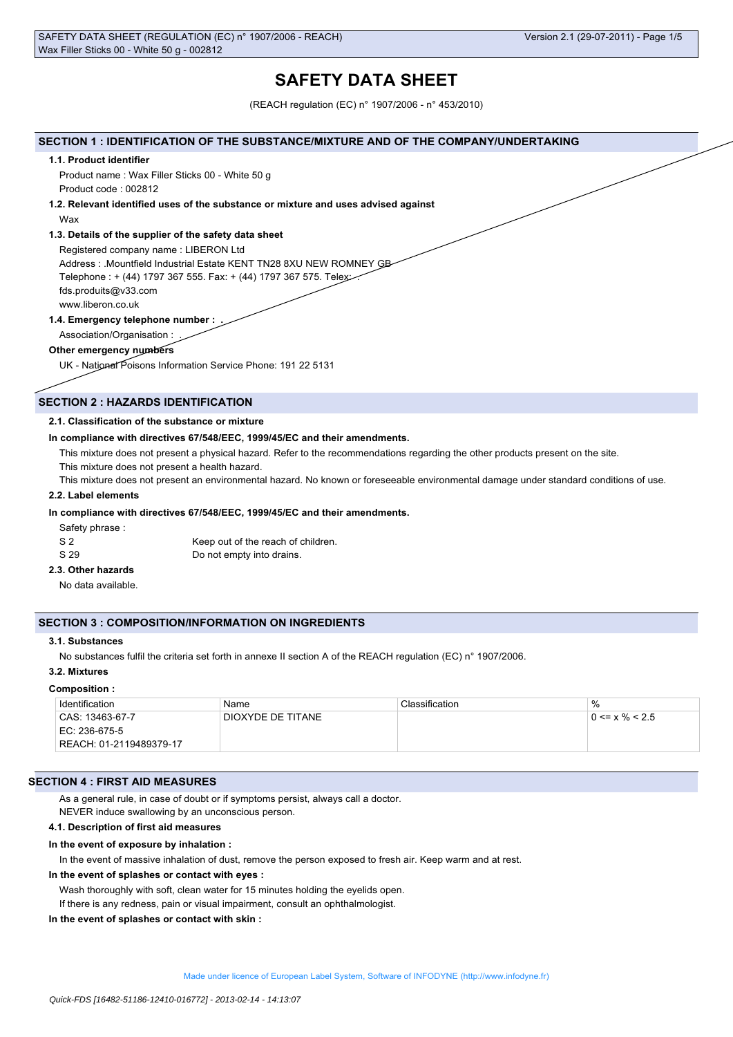# SAFETY DATA SHEET

(REACH regulation (EC) n° 1907/2006 - n° 453/2010)

## SECTION 1 : IDENTIFICATION OF THE SUBSTANCE/MIXTURE AND OF THE COMPANY/UNDERTAKING

### 1.1. Product identifier

Product name : Wax Filler Sticks 00 - White 50 g

Product code : 002812

### 1.2. Relevant identified uses of the substance or mixture and uses advised against

Wax

### 1.3. Details of the supplier of the safety data sheet

Registered company name : LIBERON Ltd

Address : .Mountfield Industrial Estate KENT TN28 8XU NEW ROMNEY GB

Telephone : + (44) 1797 367 555. Fax: + (44) 1797 367 575. Telex: .

fds.produits@v33.com

www.liberon.co.uk

### 1.4. Emergency telephone number : .

Association/Organisation : .

**Other emergency numbers**

UK - National Poisons Information Service Phone: 191 22 5131

## SECTION 2 : HAZARDS IDENTIFICATION

### 2.1. Classification of the substance or mixture

**In compliance with directives 67/548/EEC, 1999/45/EC and their amendments.**

This mixture does not present a physical hazard. Refer to the recommendations regarding the other products present on the site.

This mixture does not present a health hazard.

This mixture does not present an environmental hazard. No known or foreseeable environmental damage under standard conditions of use.

### 2.2. Label elements

**In compliance with directives 67/548/EEC, 1999/45/EC and their amendments.**

Safety phrase :

| | |
|---|---|
| S 2 | Keep out of the reach of children. |
| S 29 | Do not empty into drains. |

### 2.3. Other hazards

No data available.

## SECTION 3 : COMPOSITION/INFORMATION ON INGREDIENTS

### 3.1. Substances

No substances fulfil the criteria set forth in annexe II section A of the REACH regulation (EC) n° 1907/2006.

### 3.2. Mixtures

**Composition :**

| Identification | Name | Classification | % |
|---|---|---|---|
| CAS: 13463-67-7<br>EC: 236-675-5<br>REACH: 01-2119489379-17 | DIOXYDE DE TITANE | | 0 <= x % < 2.5 |

## SECTION 4 : FIRST AID MEASURES

As a general rule, in case of doubt or if symptoms persist, always call a doctor.

NEVER induce swallowing by an unconscious person.

### 4.1. Description of first aid measures

**In the event of exposure by inhalation :**

In the event of massive inhalation of dust, remove the person exposed to fresh air. Keep warm and at rest.

**In the event of splashes or contact with eyes :**

Wash thoroughly with soft, clean water for 15 minutes holding the eyelids open.

If there is any redness, pain or visual impairment, consult an ophthalmologist.

**In the event of splashes or contact with skin :**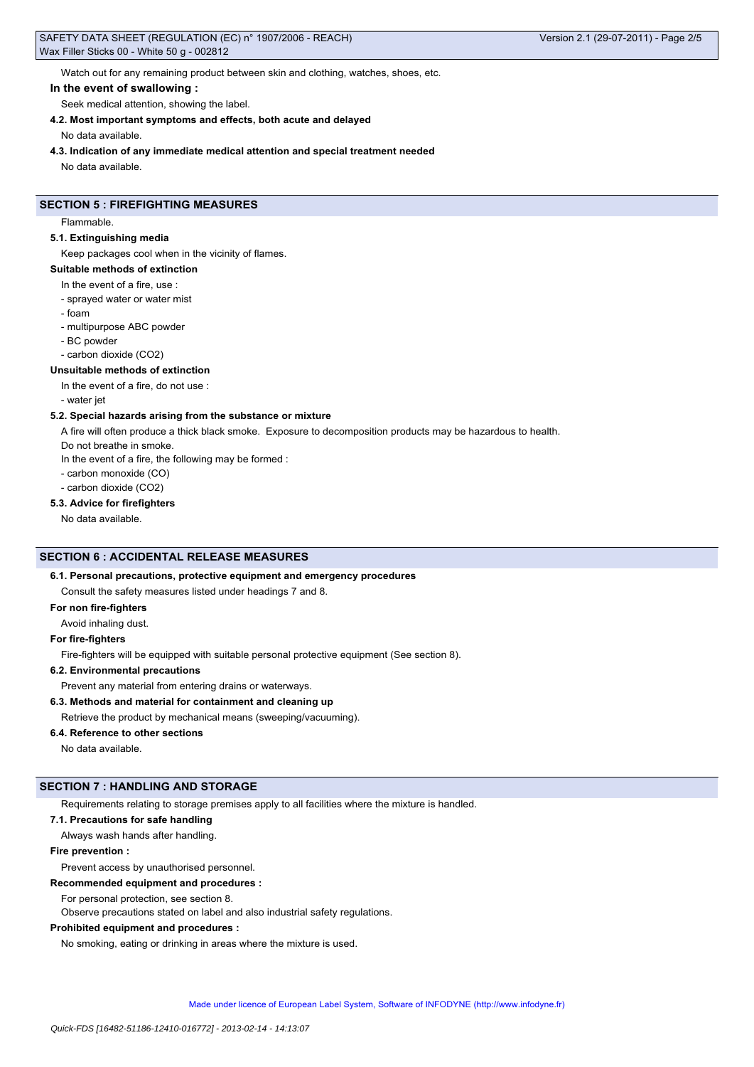Watch out for any remaining product between skin and clothing, watches, shoes, etc.

**In the event of swallowing :**

Seek medical attention, showing the label.

**4.2. Most important symptoms and effects, both acute and delayed**

No data available.

**4.3. Indication of any immediate medical attention and special treatment needed**

No data available.

## SECTION 5 : FIREFIGHTING MEASURES

Flammable.

**5.1. Extinguishing media**

Keep packages cool when in the vicinity of flames.

**Suitable methods of extinction**

In the event of a fire, use :

- sprayed water or water mist
- foam
- multipurpose ABC powder
- BC powder
- carbon dioxide ($CO_2$)

**Unsuitable methods of extinction**

In the event of a fire, do not use :

- water jet

**5.2. Special hazards arising from the substance or mixture**

A fire will often produce a thick black smoke. Exposure to decomposition products may be hazardous to health.

Do not breathe in smoke.

In the event of a fire, the following may be formed :

- carbon monoxide (CO)
- carbon dioxide ($CO_2$)

**5.3. Advice for firefighters**

No data available.

## SECTION 6 : ACCIDENTAL RELEASE MEASURES

**6.1. Personal precautions, protective equipment and emergency procedures**

Consult the safety measures listed under headings 7 and 8.

**For non fire-fighters**

Avoid inhaling dust.

**For fire-fighters**

Fire-fighters will be equipped with suitable personal protective equipment (See section 8).

**6.2. Environmental precautions**

Prevent any material from entering drains or waterways.

**6.3. Methods and material for containment and cleaning up**

Retrieve the product by mechanical means (sweeping/vacuuming).

**6.4. Reference to other sections**

No data available.

## SECTION 7 : HANDLING AND STORAGE

Requirements relating to storage premises apply to all facilities where the mixture is handled.

**7.1. Precautions for safe handling**

Always wash hands after handling.

**Fire prevention :**

Prevent access by unauthorised personnel.

**Recommended equipment and procedures :**

For personal protection, see section 8.

Observe precautions stated on label and also industrial safety regulations.

**Prohibited equipment and procedures :**

No smoking, eating or drinking in areas where the mixture is used.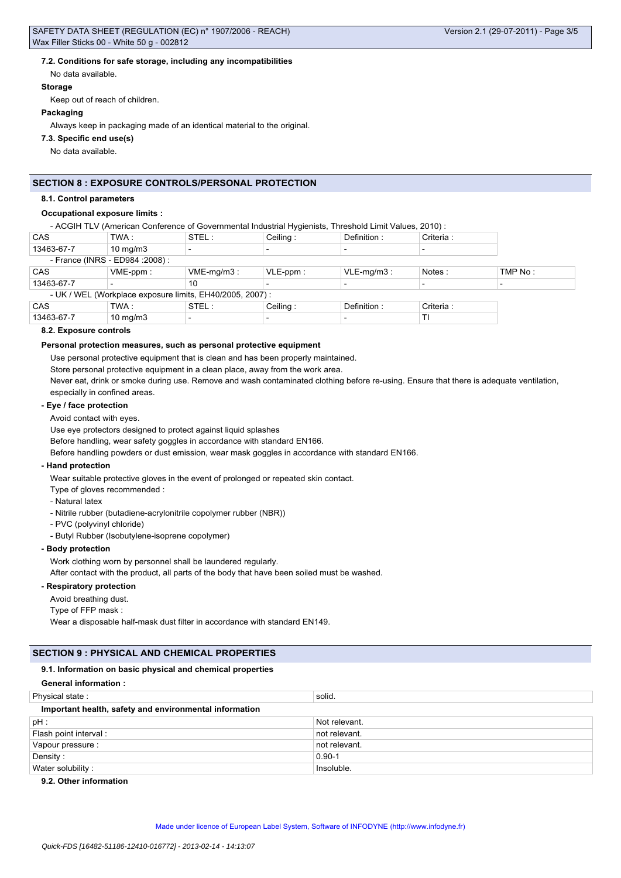#### 7.2. Conditions for safe storage, including any incompatibilities

No data available.

**Storage**

Keep out of reach of children.

**Packaging**

Always keep in packaging made of an identical material to the original.

#### 7.3. Specific end use(s)

No data available.

## SECTION 8 : EXPOSURE CONTROLS/PERSONAL PROTECTION

#### 8.1. Control parameters

**Occupational exposure limits :**

- ACGIH TLV (American Conference of Governmental Industrial Hygienists, Threshold Limit Values, 2010) :

| CAS | TWA : | STEL : | Ceiling : | Definition : | Criteria : |
|---|---|---|---|---|---|
| 13463-67-7 | 10 mg/m3 | - | - | - | - |

- France (INRS - ED984 :2008) :

| CAS | VME-ppm : | VME-mg/m3 : | VLE-ppm : | VLE-mg/m3 : | Notes : | TMP No : |
|---|---|---|---|---|---|---|
| 13463-67-7 | - | 10 | - | - | - | - |

- UK / WEL (Workplace exposure limits, EH40/2005, 2007) :

| CAS | TWA : | STEL : | Ceiling : | Definition : | Criteria : |
|---|---|---|---|---|---|
| 13463-67-7 | 10 mg/m3 | - | - | - | TI |

#### 8.2. Exposure controls

**Personal protection measures, such as personal protective equipment**

Use personal protective equipment that is clean and has been properly maintained.

Store personal protective equipment in a clean place, away from the work area.

Never eat, drink or smoke during use. Remove and wash contaminated clothing before re-using. Ensure that there is adequate ventilation, especially in confined areas.

**- Eye / face protection**

Avoid contact with eyes.

Use eye protectors designed to protect against liquid splashes

Before handling, wear safety goggles in accordance with standard EN166.

Before handling powders or dust emission, wear mask goggles in accordance with standard EN166.

**- Hand protection**

Wear suitable protective gloves in the event of prolonged or repeated skin contact.

Type of gloves recommended :

- Natural latex
- Nitrile rubber (butadiene-acrylonitrile copolymer rubber (NBR))
- PVC (polyvinyl chloride)
- Butyl Rubber (Isobutylene-isoprene copolymer)

**- Body protection**

Work clothing worn by personnel shall be laundered regularly.

After contact with the product, all parts of the body that have been soiled must be washed.

**- Respiratory protection**

Avoid breathing dust.

Type of FFP mask :

Wear a disposable half-mask dust filter in accordance with standard EN149.

## SECTION 9 : PHYSICAL AND CHEMICAL PROPERTIES

#### 9.1. Information on basic physical and chemical properties

**General information :**

| Physical state : | solid. |
|---|---|
| **Important health, safety and environmental information** | |
| pH : | Not relevant. |
| Flash point interval : | not relevant. |
| Vapour pressure : | not relevant. |
| Density : | 0.90-1 |
| Water solubility : | Insoluble. |

#### 9.2. Other information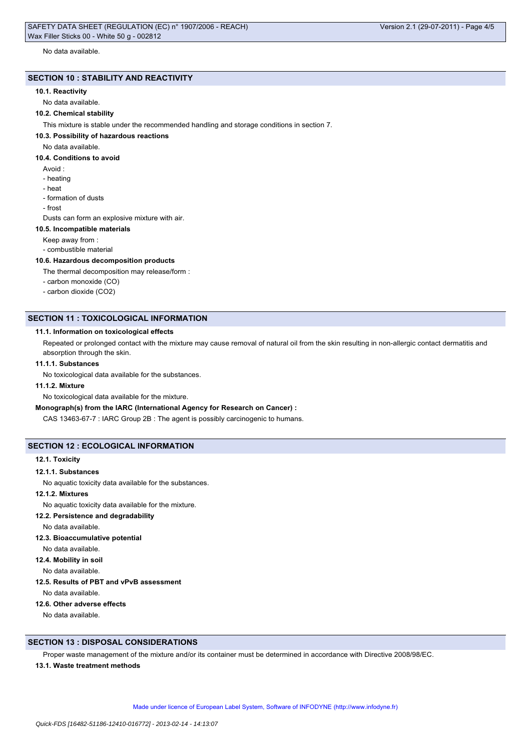No data available.

## SECTION 10 : STABILITY AND REACTIVITY

### 10.1. Reactivity

No data available.

### 10.2. Chemical stability

This mixture is stable under the recommended handling and storage conditions in section 7.

### 10.3. Possibility of hazardous reactions

No data available.

### 10.4. Conditions to avoid

Avoid :

- heating
- heat
- formation of dusts
- frost

Dusts can form an explosive mixture with air.

### 10.5. Incompatible materials

Keep away from :

- combustible material

### 10.6. Hazardous decomposition products

The thermal decomposition may release/form :

- carbon monoxide (CO)
- carbon dioxide ($CO_2$)

## SECTION 11 : TOXICOLOGICAL INFORMATION

### 11.1. Information on toxicological effects

Repeated or prolonged contact with the mixture may cause removal of natural oil from the skin resulting in non-allergic contact dermatitis and absorption through the skin.

#### 11.1.1. Substances

No toxicological data available for the substances.

#### 11.1.2. Mixture

No toxicological data available for the mixture.

**Monograph(s) from the IARC (International Agency for Research on Cancer) :**

CAS 13463-67-7 : IARC Group 2B : The agent is possibly carcinogenic to humans.

## SECTION 12 : ECOLOGICAL INFORMATION

### 12.1. Toxicity

#### 12.1.1. Substances

No aquatic toxicity data available for the substances.

#### 12.1.2. Mixtures

No aquatic toxicity data available for the mixture.

### 12.2. Persistence and degradability

No data available.

### 12.3. Bioaccumulative potential

No data available.

### 12.4. Mobility in soil

No data available.

### 12.5. Results of PBT and vPvB assessment

No data available.

### 12.6. Other adverse effects

No data available.

## SECTION 13 : DISPOSAL CONSIDERATIONS

Proper waste management of the mixture and/or its container must be determined in accordance with Directive 2008/98/EC.

### 13.1. Waste treatment methods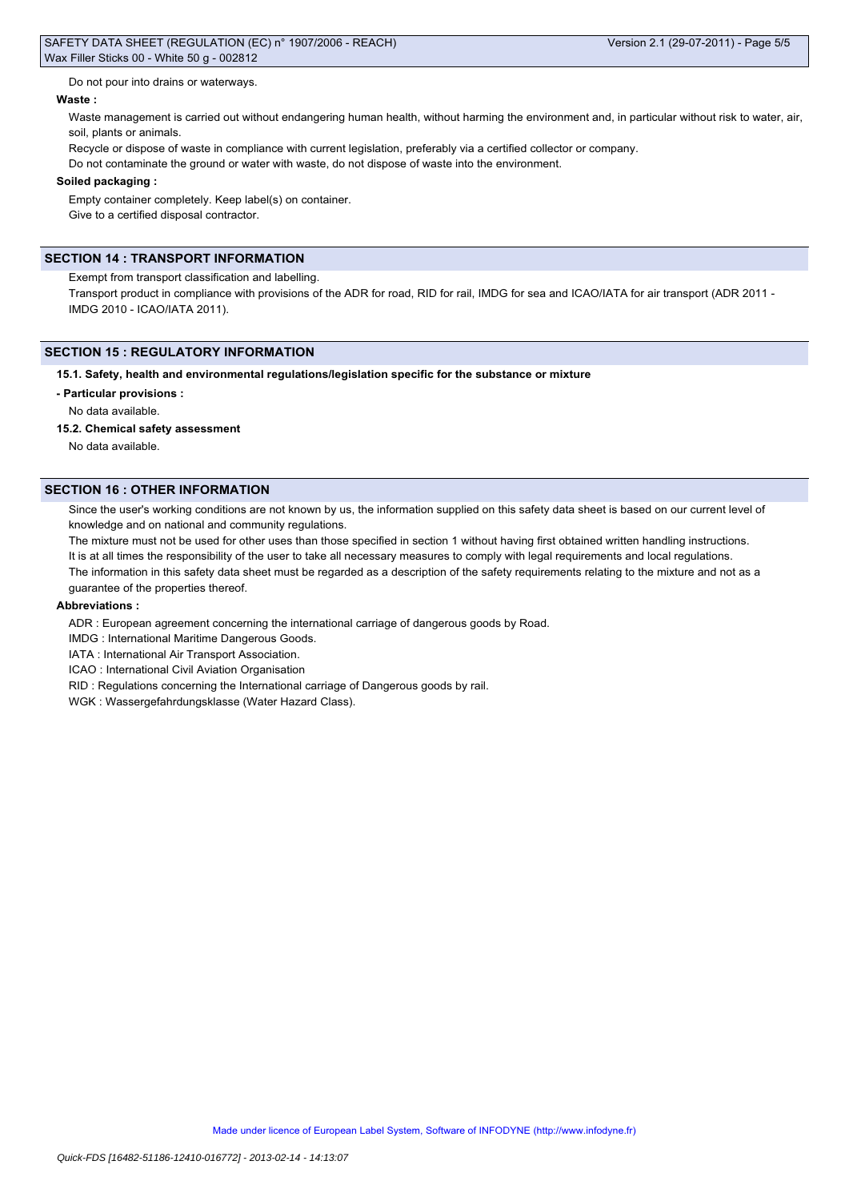Do not pour into drains or waterways.

**Waste :**

Waste management is carried out without endangering human health, without harming the environment and, in particular without risk to water, air, soil, plants or animals.

Recycle or dispose of waste in compliance with current legislation, preferably via a certified collector or company.

Do not contaminate the ground or water with waste, do not dispose of waste into the environment.

**Soiled packaging :**

Empty container completely. Keep label(s) on container.

Give to a certified disposal contractor.

## SECTION 14 : TRANSPORT INFORMATION

Exempt from transport classification and labelling.

Transport product in compliance with provisions of the ADR for road, RID for rail, IMDG for sea and ICAO/IATA for air transport (ADR 2011 - IMDG 2010 - ICAO/IATA 2011).

## SECTION 15 : REGULATORY INFORMATION

**15.1. Safety, health and environmental regulations/legislation specific for the substance or mixture**

**- Particular provisions :**

No data available.

**15.2. Chemical safety assessment**

No data available.

## SECTION 16 : OTHER INFORMATION

Since the user's working conditions are not known by us, the information supplied on this safety data sheet is based on our current level of knowledge and on national and community regulations.

The mixture must not be used for other uses than those specified in section 1 without having first obtained written handling instructions.

It is at all times the responsibility of the user to take all necessary measures to comply with legal requirements and local regulations.

The information in this safety data sheet must be regarded as a description of the safety requirements relating to the mixture and not as a guarantee of the properties thereof.

**Abbreviations :**

ADR : European agreement concerning the international carriage of dangerous goods by Road.

IMDG : International Maritime Dangerous Goods.

IATA : International Air Transport Association.

ICAO : International Civil Aviation Organisation

RID : Regulations concerning the International carriage of Dangerous goods by rail.

WGK : Wassergefahrdungsklasse (Water Hazard Class).

Made under licence of European Label System, Software of INFODYNE (http://www.infodyne.fr)

*Quick-FDS [16482-51186-12410-016772] - 2013-02-14 - 14:13:07*